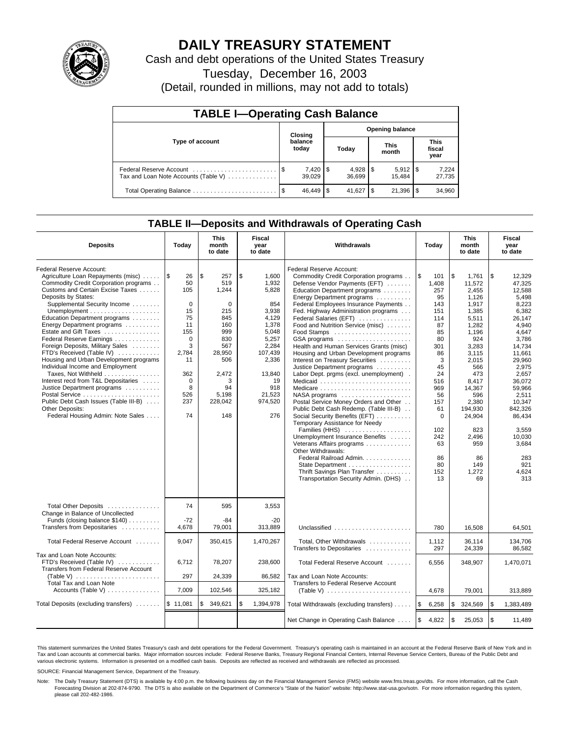# DAILY TREASURY STATEMENT

Cash and debt operations of the United States Treasury

Tuesday, December 16, 2003

(Detail, rounded in millions, may not add to totals)

## TABLE I—Operating Cash Balance

| Type of account | Closing balance today | Opening balance Today | Opening balance This month | Opening balance This fiscal year |
|---|---|---|---|---|
| Federal Reserve Account | $ 7,420 | $ 4,928 | $ 5,912 | $ 7,224 |
| Tax and Loan Note Accounts (Table V) | 39,029 | 36,699 | 15,484 | 27,735 |
| Total Operating Balance | $ 46,449 | $ 41,627 | $ 21,396 | $ 34,960 |

## TABLE II—Deposits and Withdrawals of Operating Cash

| Deposits | Today | This month to date | Fiscal year to date | Withdrawals | Today | This month to date | Fiscal year to date |
|---|---|---|---|---|---|---|---|
| Federal Reserve Account: | | | | Federal Reserve Account: | | | |
| Agriculture Loan Repayments (misc) | $ 26 | $ 257 | $ 1,600 | Commodity Credit Corporation programs | $ 101 | $ 1,761 | $ 12,329 |
| Commodity Credit Corporation programs | 50 | 519 | 1,932 | Defense Vendor Payments (EFT) | 1,408 | 11,572 | 47,325 |
| Customs and Certain Excise Taxes | 105 | 1,244 | 5,828 | Education Department programs | 257 | 2,455 | 12,588 |
| Deposits by States: | | | | Energy Department programs | 95 | 1,126 | 5,498 |
| Supplemental Security Income | 0 | 0 | 854 | Federal Employees Insurance Payments | 143 | 1,917 | 8,223 |
| Unemployment | 15 | 215 | 3,938 | Fed. Highway Administration programs | 151 | 1,385 | 6,382 |
| Education Department programs | 75 | 845 | 4,129 | Federal Salaries (EFT) | 114 | 5,511 | 26,147 |
| Energy Department programs | 11 | 160 | 1,378 | Food and Nutrition Service (misc) | 87 | 1,282 | 4,940 |
| Estate and Gift Taxes | 155 | 999 | 5,048 | Food Stamps | 85 | 1,196 | 4,647 |
| Federal Reserve Earnings | 0 | 830 | 5,257 | GSA programs | 80 | 924 | 3,786 |
| Foreign Deposits, Military Sales | 3 | 567 | 2,284 | Health and Human Services Grants (misc) | 301 | 3,283 | 14,734 |
| FTD's Received (Table IV) | 2,784 | 28,950 | 107,439 | Housing and Urban Development programs | 86 | 3,115 | 11,661 |
| Housing and Urban Development programs | 11 | 506 | 2,336 | Interest on Treasury Securities | 3 | 2,015 | 29,960 |
| Individual Income and Employment | | | | Justice Department programs | 45 | 566 | 2,975 |
| Taxes, Not Withheld | 362 | 2,472 | 13,840 | Labor Dept. prgms (excl. unemployment) | 24 | 473 | 2,657 |
| Interest recd from T&L Depositaries | 0 | 3 | 19 | Medicaid | 516 | 8,417 | 36,072 |
| Justice Department programs | 8 | 94 | 918 | Medicare | 969 | 14,367 | 59,966 |
| Postal Service | 526 | 5,198 | 21,523 | NASA programs | 56 | 596 | 2,511 |
| Public Debt Cash Issues (Table III-B) | 237 | 228,042 | 974,520 | Postal Service Money Orders and Other | 157 | 2,380 | 10,347 |
| Other Deposits: | | | | Public Debt Cash Redemp. (Table III-B) | 61 | 194,930 | 842,326 |
| Federal Housing Admin: Note Sales | 74 | 148 | 276 | Social Security Benefits (EFT) | 0 | 24,904 | 86,434 |
| | | | | Temporary Assistance for Needy Families (HHS) | 102 | 823 | 3,559 |
| | | | | Unemployment Insurance Benefits | 242 | 2,496 | 10,030 |
| | | | | Veterans Affairs programs | 63 | 959 | 3,684 |
| | | | | Other Withdrawals: | | | |
| | | | | Federal Railroad Admin. | 86 | 86 | 283 |
| | | | | State Department | 80 | 149 | 921 |
| | | | | Thrift Savings Plan Transfer | 152 | 1,272 | 4,624 |
| | | | | Transportation Security Admin. (DHS) | 13 | 69 | 313 |
| Total Other Deposits | 74 | 595 | 3,553 | | | | |
| Change in Balance of Uncollected Funds (closing balance $140) | -72 | -84 | -20 | | | | |
| Transfers from Depositaries | 4,678 | 79,001 | 313,889 | Unclassified | 780 | 16,508 | 64,501 |
| Total Federal Reserve Account | 9,047 | 350,415 | 1,470,267 | Total, Other Withdrawals | 1,112 | 36,114 | 134,706 |
| | | | | Transfers to Depositaries | 297 | 24,339 | 86,582 |
| Tax and Loan Note Accounts: | | | | | | | |
| FTD's Received (Table IV) | 6,712 | 78,207 | 238,600 | Total Federal Reserve Account | 6,556 | 348,907 | 1,470,071 |
| Transfers from Federal Reserve Account (Table V) | 297 | 24,339 | 86,582 | Tax and Loan Note Accounts: | | | |
| Total Tax and Loan Note Accounts (Table V) | 7,009 | 102,546 | 325,182 | Transfers to Federal Reserve Account (Table V) | 4,678 | 79,001 | 313,889 |
| Total Deposits (excluding transfers) | $ 11,081 | $ 349,621 | $ 1,394,978 | Total Withdrawals (excluding transfers) | $ 6,258 | $ 324,569 | $ 1,383,489 |
| | | | | Net Change in Operating Cash Balance | $ 4,822 | $ 25,053 | $ 11,489 |

This statement summarizes the United States Treasury's cash and debt operations for the Federal Government. Treasury's operating cash is maintained in an account at the Federal Reserve Bank of New York and in Tax and Loan accounts at commercial banks. Major information sources include: Federal Reserve Banks, Treasury Regional Financial Centers, Internal Revenue Service Centers, Bureau of the Public Debt and various electronic systems. Information is presented on a modified cash basis. Deposits are reflected as received and withdrawals are reflected as processed.

SOURCE: Financial Management Service, Department of the Treasury.

Note: The Daily Treasury Statement (DTS) is available by 4:00 p.m. the following business day on the Financial Management Service (FMS) website www.fms.treas.gov/dts. For more information, call the Cash Forecasting Division at 202-874-9790. The DTS is also available on the Department of Commerce's "State of the Nation" website: http://www.stat-usa.gov/sotn. For more information regarding this system, please call 202-482-1986.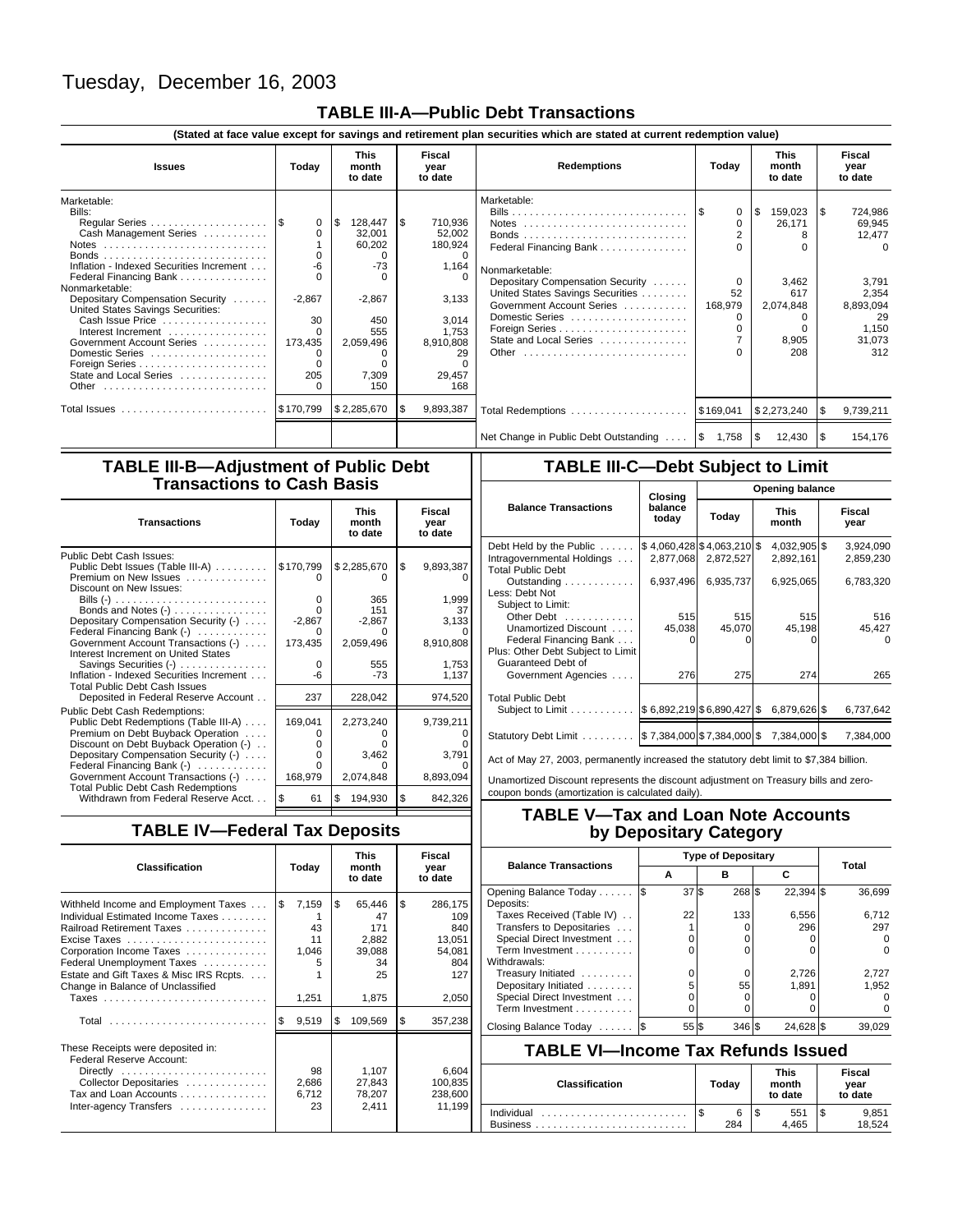# Tuesday, December 16, 2003

## TABLE III-A—Public Debt Transactions

(Stated at face value except for savings and retirement plan securities which are stated at current redemption value)

| Issues | Today | This month to date | Fiscal year to date |
|---|---|---|---|
| Marketable: | | | |
| Bills: | | | |
| Regular Series | $ 0 | $ 128,447 | $ 710,936 |
| Cash Management Series | 0 | 32,001 | 52,002 |
| Notes | 1 | 60,202 | 180,924 |
| Bonds | 0 | 0 | 0 |
| Inflation - Indexed Securities Increment | -6 | -73 | 1,164 |
| Federal Financing Bank | 0 | 0 | 0 |
| Nonmarketable: | | | |
| Depositary Compensation Security | -2,867 | -2,867 | 3,133 |
| United States Savings Securities: | | | |
| Cash Issue Price | 30 | 450 | 3,014 |
| Interest Increment | 0 | 555 | 1,753 |
| Government Account Series | 173,435 | 2,059,496 | 8,910,808 |
| Domestic Series | 0 | 0 | 29 |
| Foreign Series | 0 | 0 | 0 |
| State and Local Series | 205 | 7,309 | 29,457 |
| Other | 0 | 150 | 168 |
| Total Issues | $170,799 | $2,285,670 | $ 9,893,387 |

| Redemptions | Today | This month to date | Fiscal year to date |
|---|---|---|---|
| Marketable: | | | |
| Bills | $ 0 | $ 159,023 | $ 724,986 |
| Notes | 0 | 26,171 | 69,945 |
| Bonds | 2 | 8 | 12,477 |
| Federal Financing Bank | 0 | 0 | 0 |
| Nonmarketable: | | | |
| Depositary Compensation Security | 0 | 3,462 | 3,791 |
| United States Savings Securities | 52 | 617 | 2,354 |
| Government Account Series | 168,979 | 2,074,848 | 8,893,094 |
| Domestic Series | 0 | 0 | 29 |
| Foreign Series | 0 | 0 | 1,150 |
| State and Local Series | 7 | 8,905 | 31,073 |
| Other | 0 | 208 | 312 |
| Total Redemptions | $169,041 | $2,273,240 | $ 9,739,211 |
| Net Change in Public Debt Outstanding | $ 1,758 | $ 12,430 | $ 154,176 |

## TABLE III-B—Adjustment of Public Debt Transactions to Cash Basis

| Transactions | Today | This month to date | Fiscal year to date |
|---|---|---|---|
| Public Debt Cash Issues: | | | |
| Public Debt Issues (Table III-A) | $170,799 | $2,285,670 | $ 9,893,387 |
| Premium on New Issues | 0 | 0 | 0 |
| Discount on New Issues: | | | |
| Bills (-) | 0 | 365 | 1,999 |
| Bonds and Notes (-) | 0 | 151 | 37 |
| Depositary Compensation Security (-) | -2,867 | -2,867 | 3,133 |
| Federal Financing Bank (-) | 0 | 0 | 0 |
| Government Account Transactions (-) | 173,435 | 2,059,496 | 8,910,808 |
| Interest Increment on United States Savings Securities (-) | 0 | 555 | 1,753 |
| Inflation - Indexed Securities Increment | -6 | -73 | 1,137 |
| Total Public Debt Cash Issues Deposited in Federal Reserve Account | 237 | 228,042 | 974,520 |
| Public Debt Cash Redemptions: | | | |
| Public Debt Redemptions (Table III-A) | 169,041 | 2,273,240 | 9,739,211 |
| Premium on Debt Buyback Operation | 0 | 0 | 0 |
| Discount on Debt Buyback Operation (-) | 0 | 0 | 0 |
| Depositary Compensation Security (-) | 0 | 3,462 | 3,791 |
| Federal Financing Bank (-) | 0 | 0 | 0 |
| Government Account Transactions (-) | 168,979 | 2,074,848 | 8,893,094 |
| Total Public Debt Cash Redemptions Withdrawn from Federal Reserve Acct. | $ 61 | $ 194,930 | $ 842,326 |

## TABLE III-C—Debt Subject to Limit

| Balance Transactions | Closing balance today | Opening balance Today | Opening balance This month | Opening balance Fiscal year |
|---|---|---|---|---|
| Debt Held by the Public | $ 4,060,428 | $ 4,063,210 | $ 4,032,905 | $ 3,924,090 |
| Intragovernmental Holdings | 2,877,068 | 2,872,527 | 2,892,161 | 2,859,230 |
| Total Public Debt Outstanding | 6,937,496 | 6,935,737 | 6,925,065 | 6,783,320 |
| Less: Debt Not Subject to Limit: | | | | |
| Other Debt | 515 | 515 | 515 | 516 |
| Unamortized Discount | 45,038 | 45,070 | 45,198 | 45,427 |
| Federal Financing Bank | 0 | 0 | 0 | 0 |
| Plus: Other Debt Subject to Limit Guaranteed Debt of Government Agencies | 276 | 275 | 274 | 265 |
| Total Public Debt Subject to Limit | $ 6,892,219 | $ 6,890,427 | $ 6,879,626 | $ 6,737,642 |
| Statutory Debt Limit | $ 7,384,000 | $ 7,384,000 | $ 7,384,000 | $ 7,384,000 |

Act of May 27, 2003, permanently increased the statutory debt limit to $7,384 billion.

Unamortized Discount represents the discount adjustment on Treasury bills and zero-coupon bonds (amortization is calculated daily).

## TABLE IV—Federal Tax Deposits

| Classification | Today | This month to date | Fiscal year to date |
|---|---|---|---|
| Withheld Income and Employment Taxes | $ 7,159 | $ 65,446 | $ 286,175 |
| Individual Estimated Income Taxes | 1 | 47 | 109 |
| Railroad Retirement Taxes | 43 | 171 | 840 |
| Excise Taxes | 11 | 2,882 | 13,051 |
| Corporation Income Taxes | 1,046 | 39,088 | 54,081 |
| Federal Unemployment Taxes | 5 | 34 | 804 |
| Estate and Gift Taxes & Misc IRS Rcpts. | 1 | 25 | 127 |
| Change in Balance of Unclassified Taxes | 1,251 | 1,875 | 2,050 |
| Total | $ 9,519 | $ 109,569 | $ 357,238 |
| These Receipts were deposited in: | | | |
| Federal Reserve Account: | | | |
| Directly | 98 | 1,107 | 6,604 |
| Collector Depositaries | 2,686 | 27,843 | 100,835 |
| Tax and Loan Accounts | 6,712 | 78,207 | 238,600 |
| Inter-agency Transfers | 23 | 2,411 | 11,199 |

## TABLE V—Tax and Loan Note Accounts by Depositary Category

| Balance Transactions | Type of Depositary A | B | C | Total |
|---|---|---|---|---|
| Opening Balance Today | $ 37 | $ 268 | $ 22,394 | $ 36,699 |
| Deposits: | | | | |
| Taxes Received (Table IV) | 22 | 133 | 6,556 | 6,712 |
| Transfers to Depositaries | 1 | 0 | 296 | 297 |
| Special Direct Investment | 0 | 0 | 0 | 0 |
| Term Investment | 0 | 0 | 0 | 0 |
| Withdrawals: | | | | |
| Treasury Initiated | 0 | 0 | 2,726 | 2,727 |
| Depositary Initiated | 5 | 55 | 1,891 | 1,952 |
| Special Direct Investment | 0 | 0 | 0 | 0 |
| Term Investment | 0 | 0 | 0 | 0 |
| Closing Balance Today | $ 55 | $ 346 | $ 24,628 | $ 39,029 |

## TABLE VI—Income Tax Refunds Issued

| Classification | Today | This month to date | Fiscal year to date |
|---|---|---|---|
| Individual | $ 6 | $ 551 | $ 9,851 |
| Business | 284 | 4,465 | 18,524 |